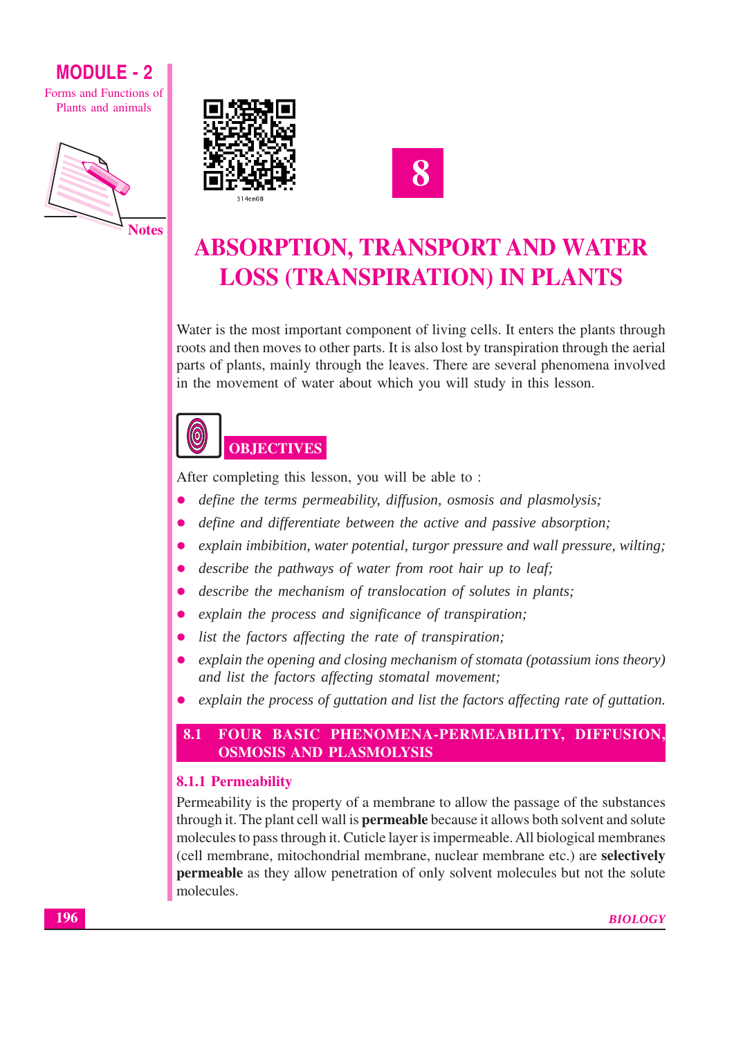# 8

# ABSORPTION, TRANSPORT AND WATER LOSS (TRANSPIRATION) IN PLANTS

Water is the most important component of living cells. It enters the plants through roots and then moves to other parts. It is also lost by transpiration through the aerial parts of plants, mainly through the leaves. There are several phenomena involved in the movement of water about which you will study in this lesson.

## OBJECTIVES

After completing this lesson, you will be able to :

- *define the terms permeability, diffusion, osmosis and plasmolysis;*
- *define and differentiate between the active and passive absorption;*
- *explain imbibition, water potential, turgor pressure and wall pressure, wilting;*
- *describe the pathways of water from root hair up to leaf;*
- *describe the mechanism of translocation of solutes in plants;*
- *explain the process and significance of transpiration;*
- *list the factors affecting the rate of transpiration;*
- *explain the opening and closing mechanism of stomata (potassium ions theory) and list the factors affecting stomatal movement;*
- *explain the process of guttation and list the factors affecting rate of guttation.*

## 8.1 FOUR BASIC PHENOMENA-PERMEABILITY, DIFFUSION, OSMOSIS AND PLASMOLYSIS

### 8.1.1 Permeability

Permeability is the property of a membrane to allow the passage of the substances through it. The plant cell wall is **permeable** because it allows both solvent and solute molecules to pass through it. Cuticle layer is impermeable. All biological membranes (cell membrane, mitochondrial membrane, nuclear membrane etc.) are **selectively permeable** as they allow penetration of only solvent molecules but not the solute molecules.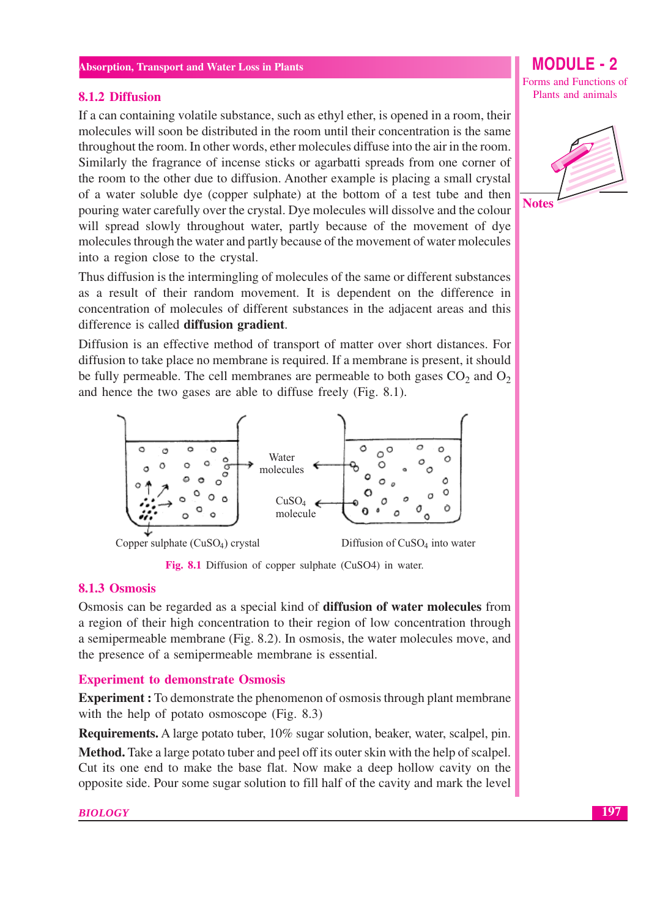### 8.1.2 Diffusion

If a can containing volatile substance, such as ethyl ether, is opened in a room, their molecules will soon be distributed in the room until their concentration is the same throughout the room. In other words, ether molecules diffuse into the air in the room. Similarly the fragrance of incense sticks or agarbatti spreads from one corner of the room to the other due to diffusion. Another example is placing a small crystal of a water soluble dye (copper sulphate) at the bottom of a test tube and then pouring water carefully over the crystal. Dye molecules will dissolve and the colour will spread slowly throughout water, partly because of the movement of dye molecules through the water and partly because of the movement of water molecules into a region close to the crystal.

Thus diffusion is the intermingling of molecules of the same or different substances as a result of their random movement. It is dependent on the difference in concentration of molecules of different substances in the adjacent areas and this difference is called **diffusion gradient**.

Diffusion is an effective method of transport of matter over short distances. For diffusion to take place no membrane is required. If a membrane is present, it should be fully permeable. The cell membranes are permeable to both gases $CO_2$ and $O_2$ and hence the two gases are able to diffuse freely (Fig. 8.1).

Water molecules

$CuSO_4$ molecule

Copper sulphate ($CuSO_4$) crystal

Diffusion of $CuSO_4$ into water

Fig. 8.1 Diffusion of copper sulphate (CuSO4) in water.

### 8.1.3 Osmosis

Osmosis can be regarded as a special kind of **diffusion of water molecules** from a region of their high concentration to their region of low concentration through a semipermeable membrane (Fig. 8.2). In osmosis, the water molecules move, and the presence of a semipermeable membrane is essential.

### Experiment to demonstrate Osmosis

**Experiment :** To demonstrate the phenomenon of osmosis through plant membrane with the help of potato osmoscope (Fig. 8.3)

**Requirements.** A large potato tuber, 10% sugar solution, beaker, water, scalpel, pin.

**Method.** Take a large potato tuber and peel off its outer skin with the help of scalpel. Cut its one end to make the base flat. Now make a deep hollow cavity on the opposite side. Pour some sugar solution to fill half of the cavity and mark the level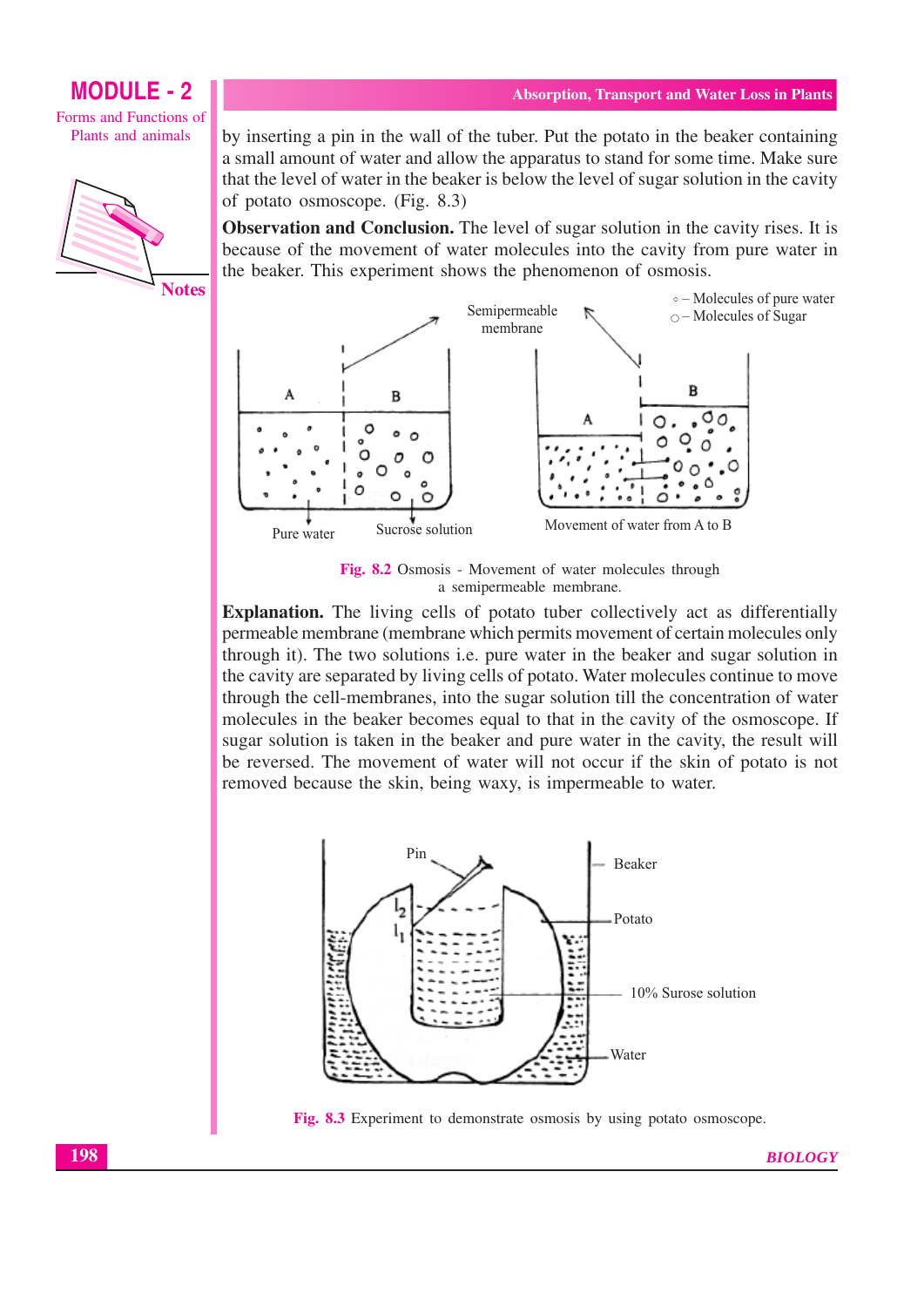by inserting a pin in the wall of the tuber. Put the potato in the beaker containing a small amount of water and allow the apparatus to stand for some time. Make sure that the level of water in the beaker is below the level of sugar solution in the cavity of potato osmoscope. (Fig. 8.3)

**Observation and Conclusion.** The level of sugar solution in the cavity rises. It is because of the movement of water molecules into the cavity from pure water in the beaker. This experiment shows the phenomenon of osmosis.

Fig. 8.2 Osmosis - Movement of water molecules through a semipermeable membrane.

**Explanation.** The living cells of potato tuber collectively act as differentially permeable membrane (membrane which permits movement of certain molecules only through it). The two solutions i.e. pure water in the beaker and sugar solution in the cavity are separated by living cells of potato. Water molecules continue to move through the cell-membranes, into the sugar solution till the concentration of water molecules in the beaker becomes equal to that in the cavity of the osmoscope. If sugar solution is taken in the beaker and pure water in the cavity, the result will be reversed. The movement of water will not occur if the skin of potato is not removed because the skin, being waxy, is impermeable to water.

Fig. 8.3 Experiment to demonstrate osmosis by using potato osmoscope.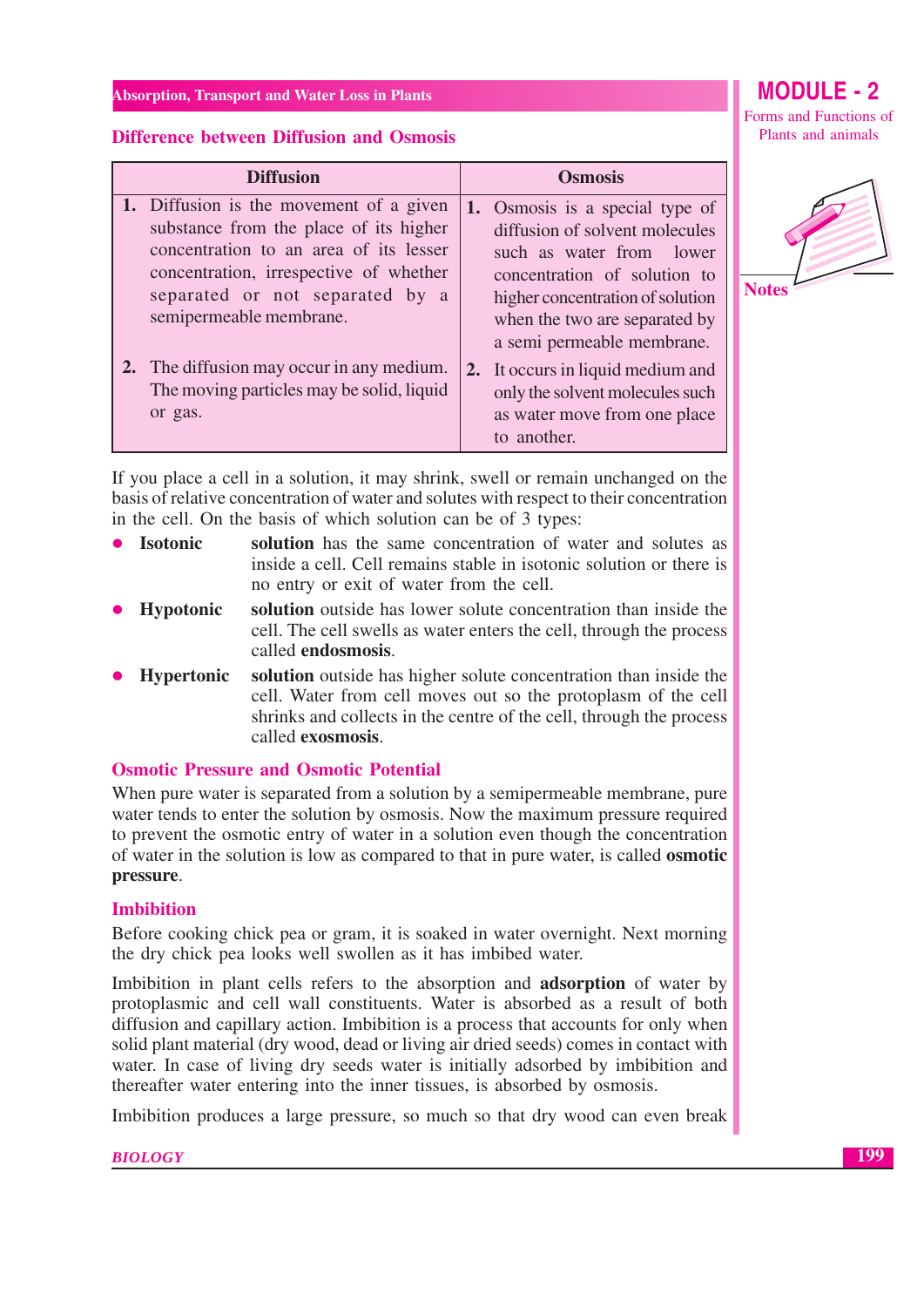## Difference between Diffusion and Osmosis

| Diffusion | Osmosis |
|---|---|
| 1. Diffusion is the movement of a given substance from the place of its higher concentration to an area of its lesser concentration, irrespective of whether separated or not separated by a semipermeable membrane. | 1. Osmosis is a special type of diffusion of solvent molecules such as water from lower concentration of solution to higher concentration of solution when the two are separated by a semi permeable membrane. |
| 2. The diffusion may occur in any medium. The moving particles may be solid, liquid or gas. | 2. It occurs in liquid medium and only the solvent molecules such as water move from one place to another. |

If you place a cell in a solution, it may shrink, swell or remain unchanged on the basis of relative concentration of water and solutes with respect to their concentration in the cell. On the basis of which solution can be of 3 types:

- **Isotonic** **solution** has the same concentration of water and solutes as inside a cell. Cell remains stable in isotonic solution or there is no entry or exit of water from the cell.
- **Hypotonic** **solution** outside has lower solute concentration than inside the cell. The cell swells as water enters the cell, through the process called **endosmosis**.
- **Hypertonic** **solution** outside has higher solute concentration than inside the cell. Water from cell moves out so the protoplasm of the cell shrinks and collects in the centre of the cell, through the process called **exosmosis**.

## Osmotic Pressure and Osmotic Potential

When pure water is separated from a solution by a semipermeable membrane, pure water tends to enter the solution by osmosis. Now the maximum pressure required to prevent the osmotic entry of water in a solution even though the concentration of water in the solution is low as compared to that in pure water, is called **osmotic pressure**.

## Imbibition

Before cooking chick pea or gram, it is soaked in water overnight. Next morning the dry chick pea looks well swollen as it has imbibed water.

Imbibition in plant cells refers to the absorption and **adsorption** of water by protoplasmic and cell wall constituents. Water is absorbed as a result of both diffusion and capillary action. Imbibition is a process that accounts for only when solid plant material (dry wood, dead or living air dried seeds) comes in contact with water. In case of living dry seeds water is initially adsorbed by imbibition and thereafter water entering into the inner tissues, is absorbed by osmosis.

Imbibition produces a large pressure, so much so that dry wood can even break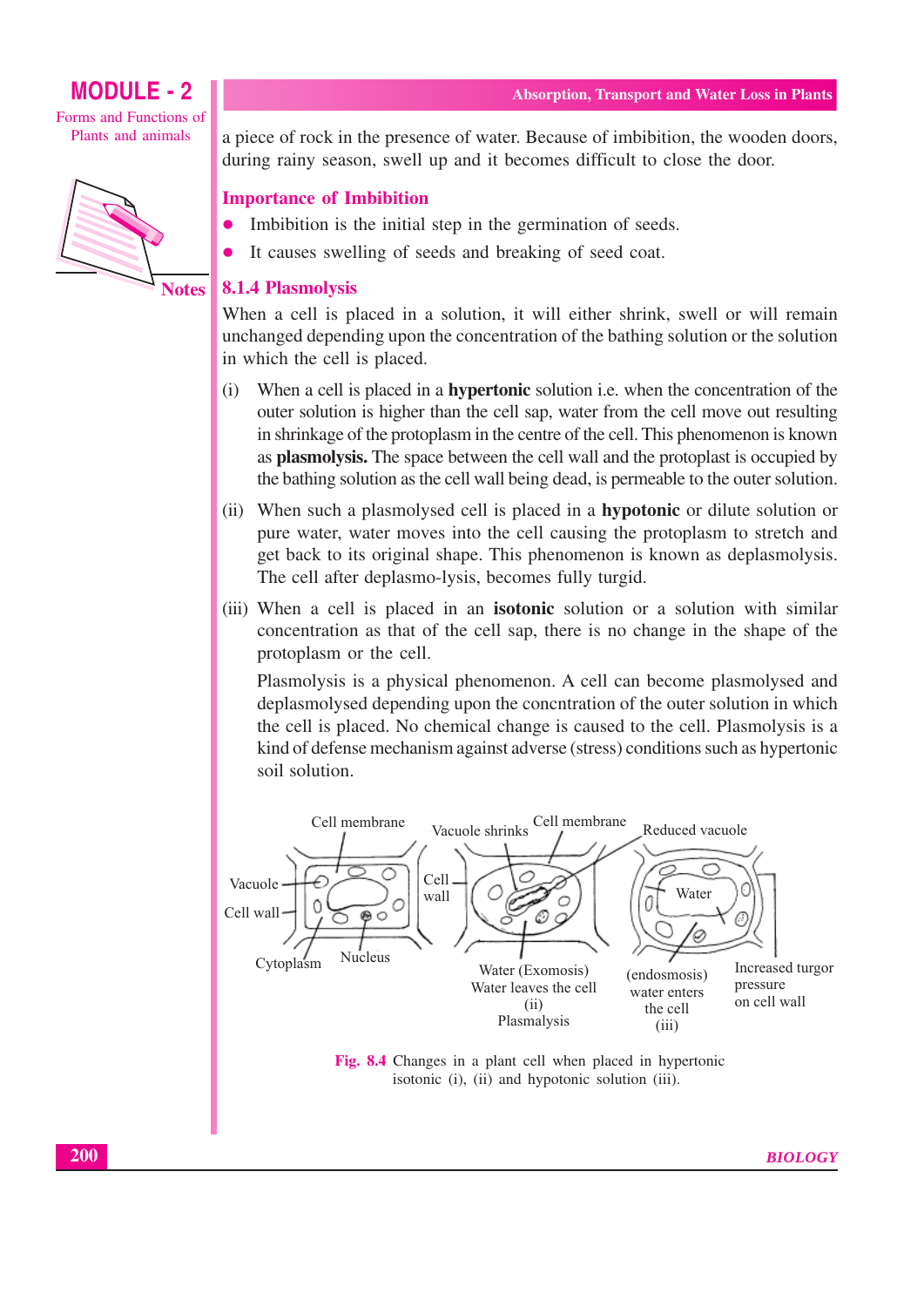a piece of rock in the presence of water. Because of imbibition, the wooden doors, during rainy season, swell up and it becomes difficult to close the door.

### Importance of Imbibition

- Imbibition is the initial step in the germination of seeds.
- It causes swelling of seeds and breaking of seed coat.

### 8.1.4 Plasmolysis

When a cell is placed in a solution, it will either shrink, swell or will remain unchanged depending upon the concentration of the bathing solution or the solution in which the cell is placed.

(i) When a cell is placed in a **hypertonic** solution i.e. when the concentration of the outer solution is higher than the cell sap, water from the cell move out resulting in shrinkage of the protoplasm in the centre of the cell. This phenomenon is known as **plasmolysis.** The space between the cell wall and the protoplast is occupied by the bathing solution as the cell wall being dead, is permeable to the outer solution.

(ii) When such a plasmolysed cell is placed in a **hypotonic** or dilute solution or pure water, water moves into the cell causing the protoplasm to stretch and get back to its original shape. This phenomenon is known as deplasmolysis. The cell after deplasmo-lysis, becomes fully turgid.

(iii) When a cell is placed in an **isotonic** solution or a solution with similar concentration as that of the cell sap, there is no change in the shape of the protoplasm or the cell.

Plasmolysis is a physical phenomenon. A cell can become plasmolysed and deplasmolysed depending upon the concntration of the outer solution in which the cell is placed. No chemical change is caused to the cell. Plasmolysis is a kind of defense mechanism against adverse (stress) conditions such as hypertonic soil solution.

Cell membrane, Vacuole, Cell wall, Cytoplasm, Nucleus, Vacuole shrinks, Cell membrane, Cell wall, Water (Exomosis) Water leaves the cell (ii) Plasmalysis, Reduced vacuole, Water, (endosmosis) water enters the cell (iii), Increased turgor pressure on cell wall

**Fig. 8.4** Changes in a plant cell when placed in hypertonic isotonic (i), (ii) and hypotonic solution (iii).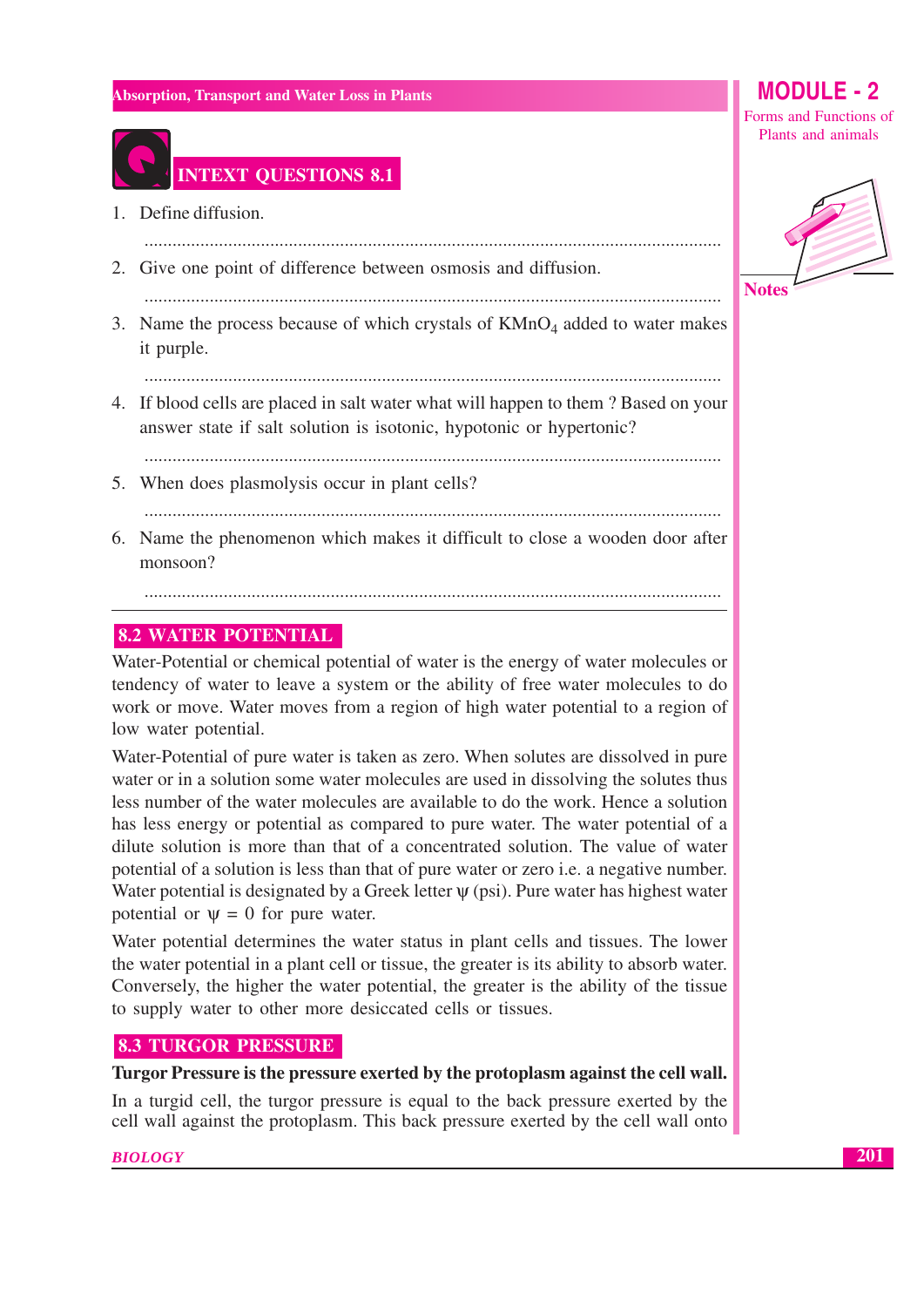## INTEXT QUESTIONS 8.1

1. Define diffusion.

   ............................................................................................................................

2. Give one point of difference between osmosis and diffusion.

   ............................................................................................................................

3. Name the process because of which crystals of $KMnO_4$ added to water makes it purple.

   ............................................................................................................................

4. If blood cells are placed in salt water what will happen to them ? Based on your answer state if salt solution is isotonic, hypotonic or hypertonic?

   ............................................................................................................................

5. When does plasmolysis occur in plant cells?

   ............................................................................................................................

6. Name the phenomenon which makes it difficult to close a wooden door after monsoon?

   ............................................................................................................................

## 8.2 WATER POTENTIAL

Water-Potential or chemical potential of water is the energy of water molecules or tendency of water to leave a system or the ability of free water molecules to do work or move. Water moves from a region of high water potential to a region of low water potential.

Water-Potential of pure water is taken as zero. When solutes are dissolved in pure water or in a solution some water molecules are used in dissolving the solutes thus less number of the water molecules are available to do the work. Hence a solution has less energy or potential as compared to pure water. The water potential of a dilute solution is more than that of a concentrated solution. The value of water potential of a solution is less than that of pure water or zero i.e. a negative number. Water potential is designated by a Greek letter $\psi$ (psi). Pure water has highest water potential or $\psi = 0$ for pure water.

Water potential determines the water status in plant cells and tissues. The lower the water potential in a plant cell or tissue, the greater is its ability to absorb water. Conversely, the higher the water potential, the greater is the ability of the tissue to supply water to other more desiccated cells or tissues.

## 8.3 TURGOR PRESSURE

**Turgor Pressure is the pressure exerted by the protoplasm against the cell wall.**

In a turgid cell, the turgor pressure is equal to the back pressure exerted by the cell wall against the protoplasm. This back pressure exerted by the cell wall onto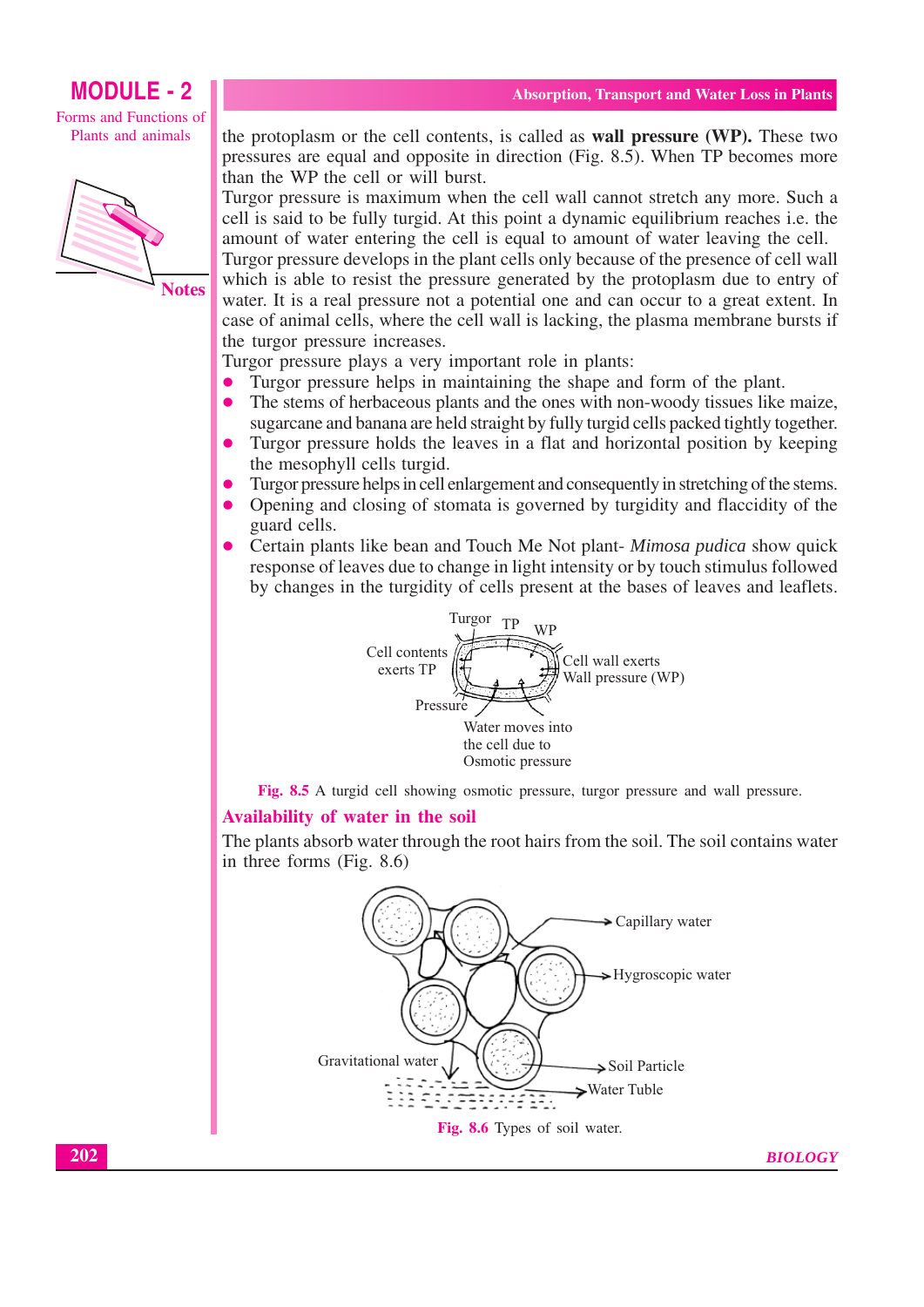the protoplasm or the cell contents, is called as **wall pressure (WP).** These two pressures are equal and opposite in direction (Fig. 8.5). When TP becomes more than the WP the cell or will burst.

Turgor pressure is maximum when the cell wall cannot stretch any more. Such a cell is said to be fully turgid. At this point a dynamic equilibrium reaches i.e. the amount of water entering the cell is equal to amount of water leaving the cell.

Turgor pressure develops in the plant cells only because of the presence of cell wall which is able to resist the pressure generated by the protoplasm due to entry of water. It is a real pressure not a potential one and can occur to a great extent. In case of animal cells, where the cell wall is lacking, the plasma membrane bursts if the turgor pressure increases.

Turgor pressure plays a very important role in plants:

- Turgor pressure helps in maintaining the shape and form of the plant.
- The stems of herbaceous plants and the ones with non-woody tissues like maize, sugarcane and banana are held straight by fully turgid cells packed tightly together.
- Turgor pressure holds the leaves in a flat and horizontal position by keeping the mesophyll cells turgid.
- Turgor pressure helps in cell enlargement and consequently in stretching of the stems.
- Opening and closing of stomata is governed by turgidity and flaccidity of the guard cells.
- Certain plants like bean and Touch Me Not plant- *Mimosa pudica* show quick response of leaves due to change in light intensity or by touch stimulus followed by changes in the turgidity of cells present at the bases of leaves and leaflets.

Turgor TP WP
Cell contents exerts TP
Cell wall exerts Wall pressure (WP)
Pressure
Water moves into the cell due to Osmotic pressure

**Fig. 8.5** A turgid cell showing osmotic pressure, turgor pressure and wall pressure.

## Availability of water in the soil

The plants absorb water through the root hairs from the soil. The soil contains water in three forms (Fig. 8.6)

Capillary water
Hygroscopic water
Gravitational water
Soil Particle
Water Tuble

**Fig. 8.6** Types of soil water.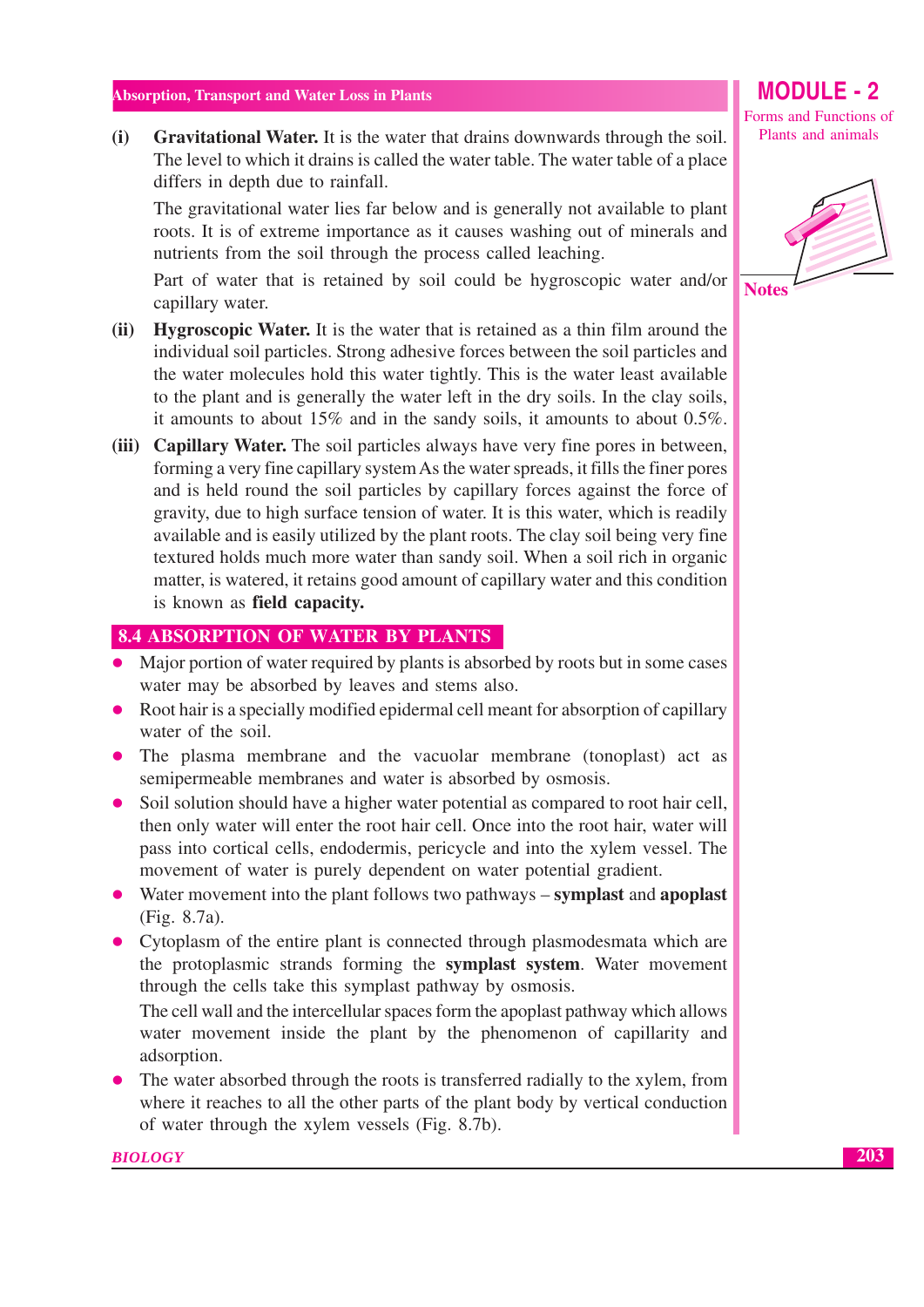(i) **Gravitational Water.** It is the water that drains downwards through the soil. The level to which it drains is called the water table. The water table of a place differs in depth due to rainfall.

The gravitational water lies far below and is generally not available to plant roots. It is of extreme importance as it causes washing out of minerals and nutrients from the soil through the process called leaching.

Part of water that is retained by soil could be hygroscopic water and/or capillary water.

(ii) **Hygroscopic Water.** It is the water that is retained as a thin film around the individual soil particles. Strong adhesive forces between the soil particles and the water molecules hold this water tightly. This is the water least available to the plant and is generally the water left in the dry soils. In the clay soils, it amounts to about 15% and in the sandy soils, it amounts to about 0.5%.

(iii) **Capillary Water.** The soil particles always have very fine pores in between, forming a very fine capillary system As the water spreads, it fills the finer pores and is held round the soil particles by capillary forces against the force of gravity, due to high surface tension of water. It is this water, which is readily available and is easily utilized by the plant roots. The clay soil being very fine textured holds much more water than sandy soil. When a soil rich in organic matter, is watered, it retains good amount of capillary water and this condition is known as **field capacity.**

## 8.4 ABSORPTION OF WATER BY PLANTS

- Major portion of water required by plants is absorbed by roots but in some cases water may be absorbed by leaves and stems also.
- Root hair is a specially modified epidermal cell meant for absorption of capillary water of the soil.
- The plasma membrane and the vacuolar membrane (tonoplast) act as semipermeable membranes and water is absorbed by osmosis.
- Soil solution should have a higher water potential as compared to root hair cell, then only water will enter the root hair cell. Once into the root hair, water will pass into cortical cells, endodermis, pericycle and into the xylem vessel. The movement of water is purely dependent on water potential gradient.
- Water movement into the plant follows two pathways – **symplast** and **apoplast** (Fig. 8.7a).
- Cytoplasm of the entire plant is connected through plasmodesmata which are the protoplasmic strands forming the **symplast system**. Water movement through the cells take this symplast pathway by osmosis.

  The cell wall and the intercellular spaces form the apoplast pathway which allows water movement inside the plant by the phenomenon of capillarity and adsorption.
- The water absorbed through the roots is transferred radially to the xylem, from where it reaches to all the other parts of the plant body by vertical conduction of water through the xylem vessels (Fig. 8.7b).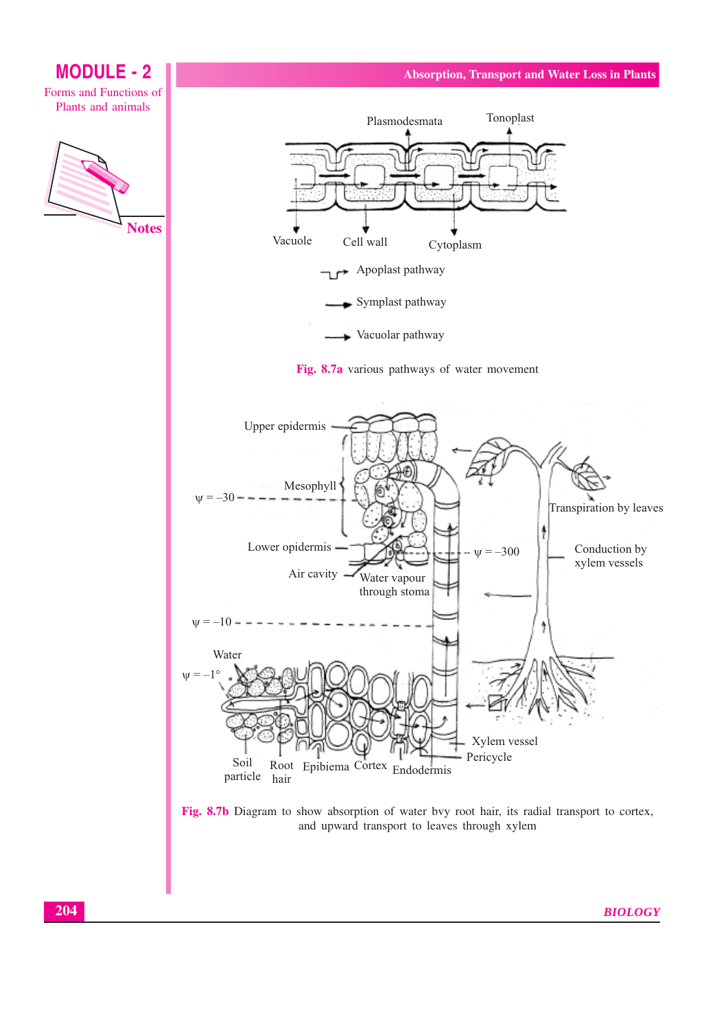Fig. 8.7a various pathways of water movement

Fig. 8.7b Diagram to show absorption of water bvy root hair, its radial transport to cortex, and upward transport to leaves through xylem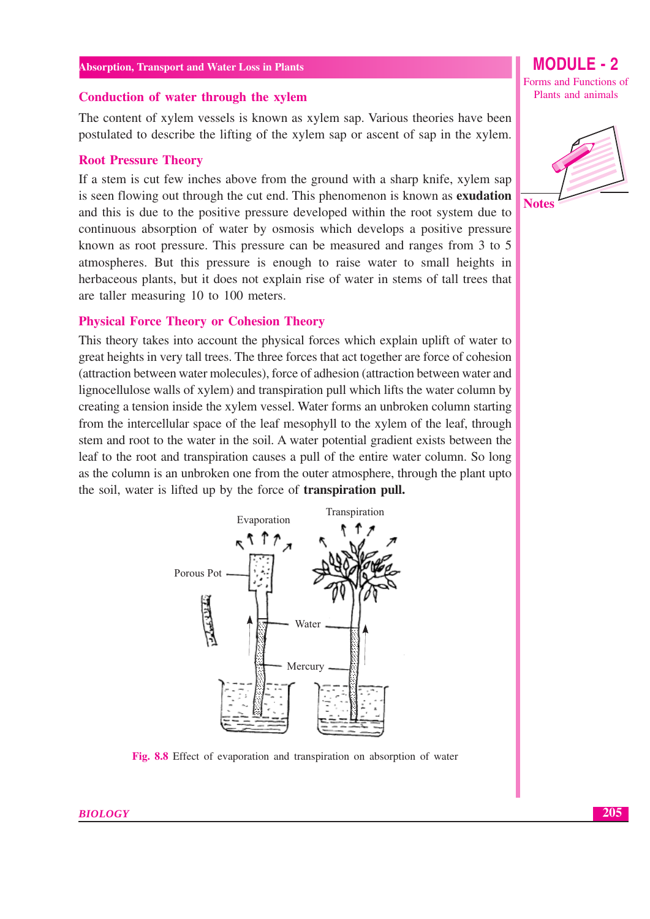## Conduction of water through the xylem

The content of xylem vessels is known as xylem sap. Various theories have been postulated to describe the lifting of the xylem sap or ascent of sap in the xylem.

### Root Pressure Theory

If a stem is cut few inches above from the ground with a sharp knife, xylem sap is seen flowing out through the cut end. This phenomenon is known as **exudation** and this is due to the positive pressure developed within the root system due to continuous absorption of water by osmosis which develops a positive pressure known as root pressure. This pressure can be measured and ranges from 3 to 5 atmospheres. But this pressure is enough to raise water to small heights in herbaceous plants, but it does not explain rise of water in stems of tall trees that are taller measuring 10 to 100 meters.

### Physical Force Theory or Cohesion Theory

This theory takes into account the physical forces which explain uplift of water to great heights in very tall trees. The three forces that act together are force of cohesion (attraction between water molecules), force of adhesion (attraction between water and lignocellulose walls of xylem) and transpiration pull which lifts the water column by creating a tension inside the xylem vessel. Water forms an unbroken column starting from the intercellular space of the leaf mesophyll to the xylem of the leaf, through stem and root to the water in the soil. A water potential gradient exists between the leaf to the root and transpiration causes a pull of the entire water column. So long as the column is an unbroken one from the outer atmosphere, through the plant upto the soil, water is lifted up by the force of **transpiration pull.**

Evaporation | Transpiration | Porous Pot | Water | Mercury

Fig. 8.8 Effect of evaporation and transpiration on absorption of water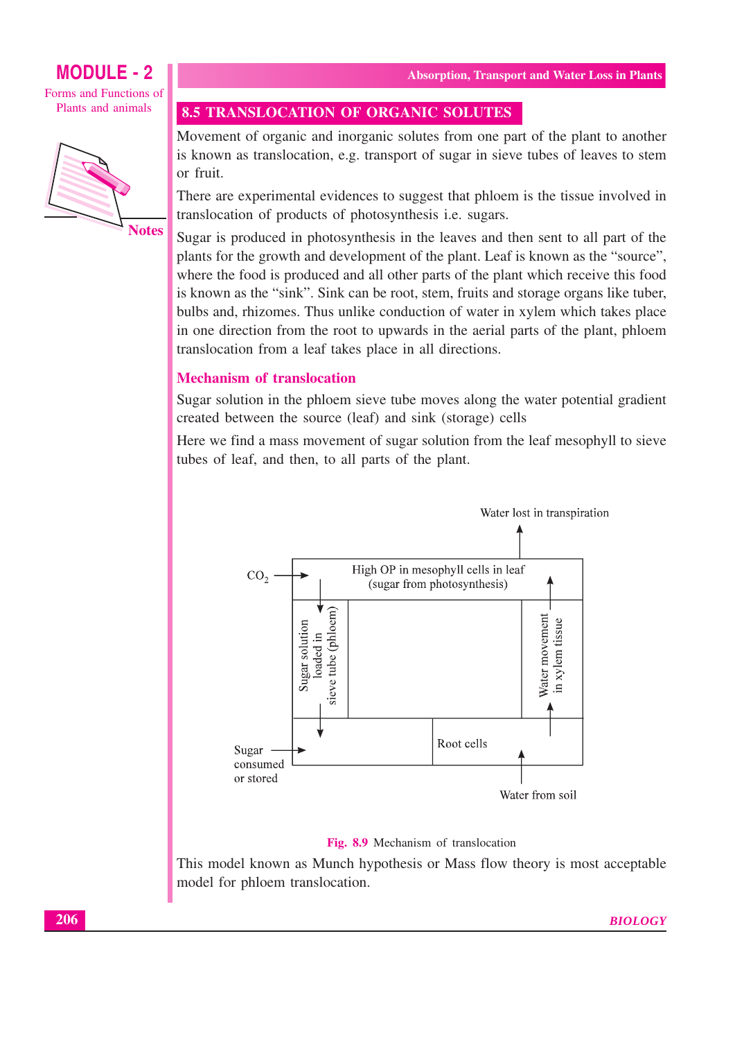## 8.5 TRANSLOCATION OF ORGANIC SOLUTES

Movement of organic and inorganic solutes from one part of the plant to another is known as translocation, e.g. transport of sugar in sieve tubes of leaves to stem or fruit.

There are experimental evidences to suggest that phloem is the tissue involved in translocation of products of photosynthesis i.e. sugars.

Sugar is produced in photosynthesis in the leaves and then sent to all part of the plants for the growth and development of the plant. Leaf is known as the "source", where the food is produced and all other parts of the plant which receive this food is known as the "sink". Sink can be root, stem, fruits and storage organs like tuber, bulbs and, rhizomes. Thus unlike conduction of water in xylem which takes place in one direction from the root to upwards in the aerial parts of the plant, phloem translocation from a leaf takes place in all directions.

### Mechanism of translocation

Sugar solution in the phloem sieve tube moves along the water potential gradient created between the source (leaf) and sink (storage) cells

Here we find a mass movement of sugar solution from the leaf mesophyll to sieve tubes of leaf, and then, to all parts of the plant.

Water lost in transpiration

$CO_2$ → High OP in mesophyll cells in leaf (sugar from photosynthesis)

Sugar solution loaded in sieve tube (phloem)

Water movement in xylem tissue

Sugar consumed or stored → Root cells

Water from soil

**Fig. 8.9** Mechanism of translocation

This model known as Munch hypothesis or Mass flow theory is most acceptable model for phloem translocation.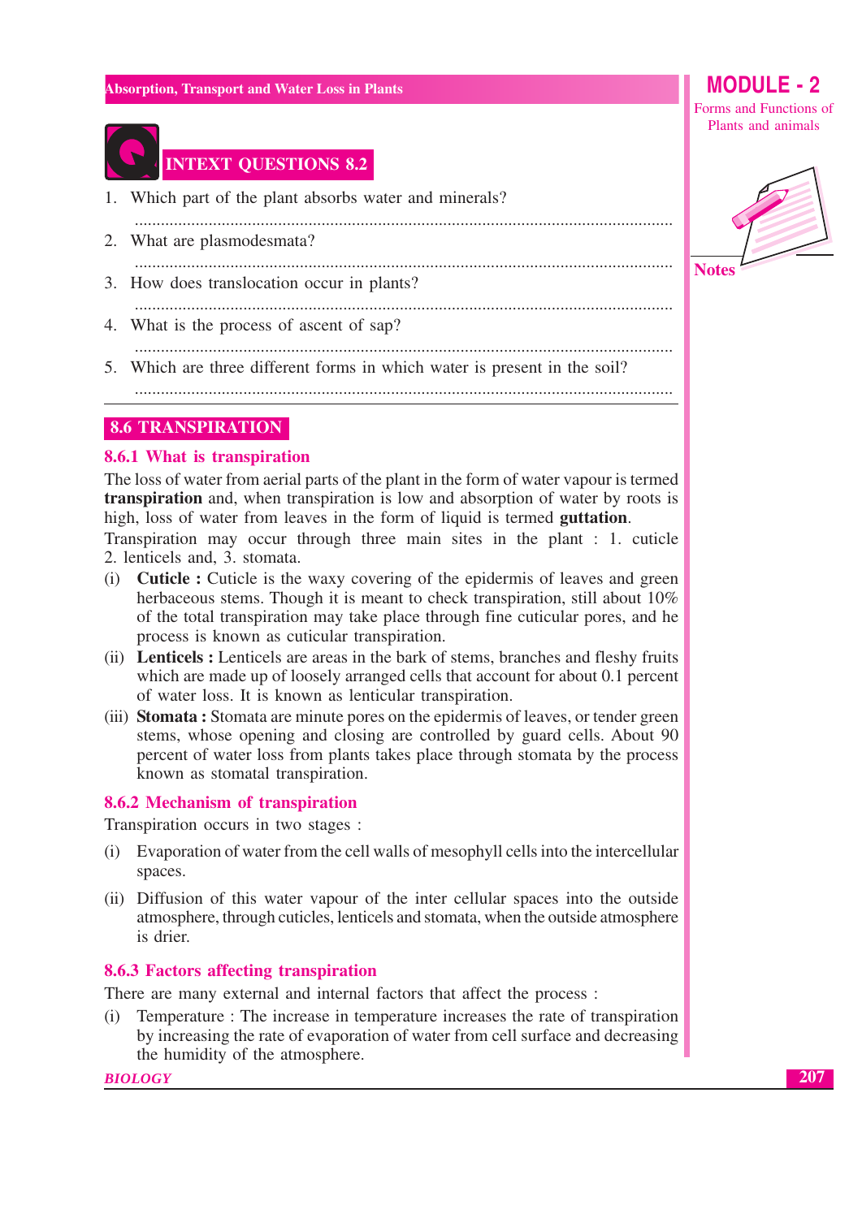## INTEXT QUESTIONS 8.2

1. Which part of the plant absorbs water and minerals?

   ..........................................................................................................................

2. What are plasmodesmata?

   ..........................................................................................................................

3. How does translocation occur in plants?

   ..........................................................................................................................

4. What is the process of ascent of sap?

   ..........................................................................................................................

5. Which are three different forms in which water is present in the soil?

   ..........................................................................................................................

## 8.6 TRANSPIRATION

### 8.6.1 What is transpiration

The loss of water from aerial parts of the plant in the form of water vapour is termed **transpiration** and, when transpiration is low and absorption of water by roots is high, loss of water from leaves in the form of liquid is termed **guttation**.

Transpiration may occur through three main sites in the plant : 1. cuticle 2. lenticels and, 3. stomata.

(i) **Cuticle :** Cuticle is the waxy covering of the epidermis of leaves and green herbaceous stems. Though it is meant to check transpiration, still about 10% of the total transpiration may take place through fine cuticular pores, and he process is known as cuticular transpiration.

(ii) **Lenticels :** Lenticels are areas in the bark of stems, branches and fleshy fruits which are made up of loosely arranged cells that account for about 0.1 percent of water loss. It is known as lenticular transpiration.

(iii) **Stomata :** Stomata are minute pores on the epidermis of leaves, or tender green stems, whose opening and closing are controlled by guard cells. About 90 percent of water loss from plants takes place through stomata by the process known as stomatal transpiration.

### 8.6.2 Mechanism of transpiration

Transpiration occurs in two stages :

(i) Evaporation of water from the cell walls of mesophyll cells into the intercellular spaces.

(ii) Diffusion of this water vapour of the inter cellular spaces into the outside atmosphere, through cuticles, lenticels and stomata, when the outside atmosphere is drier.

### 8.6.3 Factors affecting transpiration

There are many external and internal factors that affect the process :

(i) Temperature : The increase in temperature increases the rate of transpiration by increasing the rate of evaporation of water from cell surface and decreasing the humidity of the atmosphere.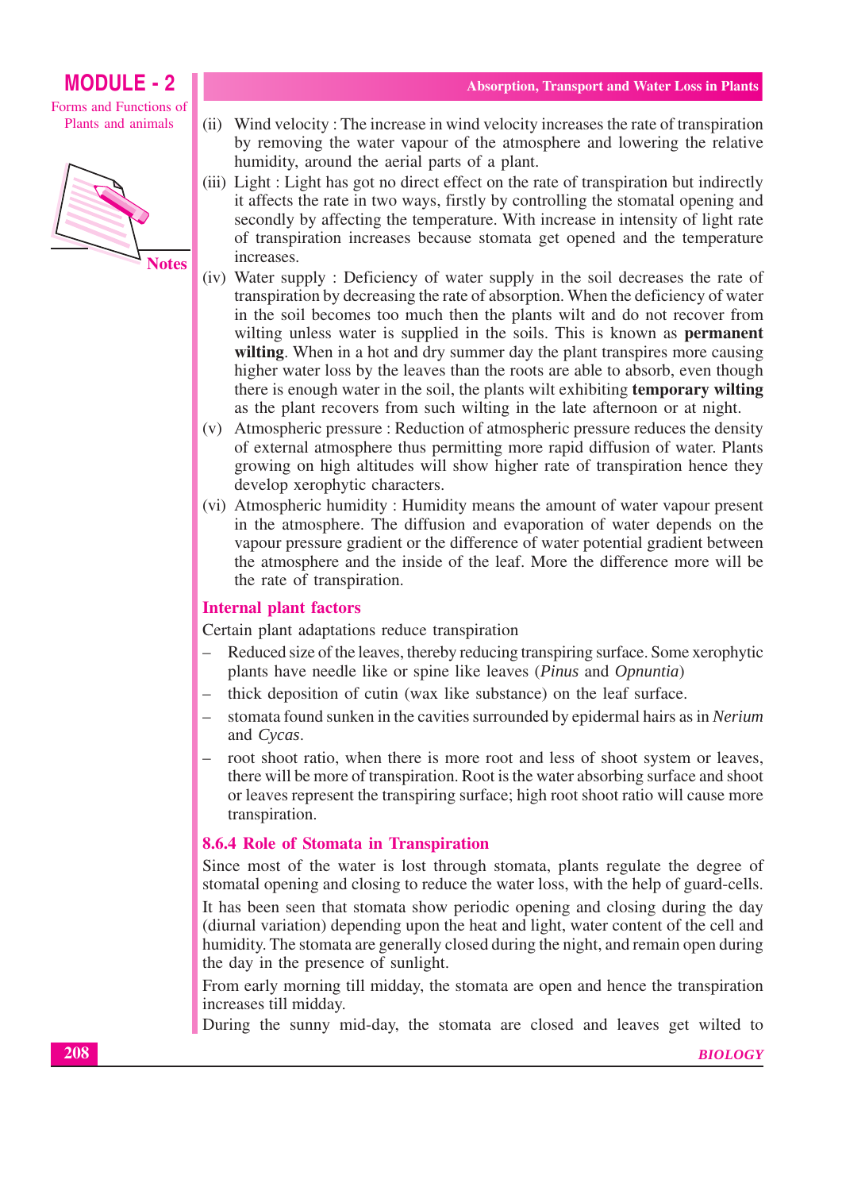(ii) Wind velocity : The increase in wind velocity increases the rate of transpiration by removing the water vapour of the atmosphere and lowering the relative humidity, around the aerial parts of a plant.

(iii) Light : Light has got no direct effect on the rate of transpiration but indirectly it affects the rate in two ways, firstly by controlling the stomatal opening and secondly by affecting the temperature. With increase in intensity of light rate of transpiration increases because stomata get opened and the temperature increases.

(iv) Water supply : Deficiency of water supply in the soil decreases the rate of transpiration by decreasing the rate of absorption. When the deficiency of water in the soil becomes too much then the plants wilt and do not recover from wilting unless water is supplied in the soils. This is known as **permanent wilting**. When in a hot and dry summer day the plant transpires more causing higher water loss by the leaves than the roots are able to absorb, even though there is enough water in the soil, the plants wilt exhibiting **temporary wilting** as the plant recovers from such wilting in the late afternoon or at night.

(v) Atmospheric pressure : Reduction of atmospheric pressure reduces the density of external atmosphere thus permitting more rapid diffusion of water. Plants growing on high altitudes will show higher rate of transpiration hence they develop xerophytic characters.

(vi) Atmospheric humidity : Humidity means the amount of water vapour present in the atmosphere. The diffusion and evaporation of water depends on the vapour pressure gradient or the difference of water potential gradient between the atmosphere and the inside of the leaf. More the difference more will be the rate of transpiration.

### Internal plant factors

Certain plant adaptations reduce transpiration

- Reduced size of the leaves, thereby reducing transpiring surface. Some xerophytic plants have needle like or spine like leaves (*Pinus* and *Opnuntia*)
- thick deposition of cutin (wax like substance) on the leaf surface.
- stomata found sunken in the cavities surrounded by epidermal hairs as in *Nerium* and *Cycas*.
- root shoot ratio, when there is more root and less of shoot system or leaves, there will be more of transpiration. Root is the water absorbing surface and shoot or leaves represent the transpiring surface; high root shoot ratio will cause more transpiration.

### 8.6.4 Role of Stomata in Transpiration

Since most of the water is lost through stomata, plants regulate the degree of stomatal opening and closing to reduce the water loss, with the help of guard-cells.

It has been seen that stomata show periodic opening and closing during the day (diurnal variation) depending upon the heat and light, water content of the cell and humidity. The stomata are generally closed during the night, and remain open during the day in the presence of sunlight.

From early morning till midday, the stomata are open and hence the transpiration increases till midday.

During the sunny mid-day, the stomata are closed and leaves get wilted to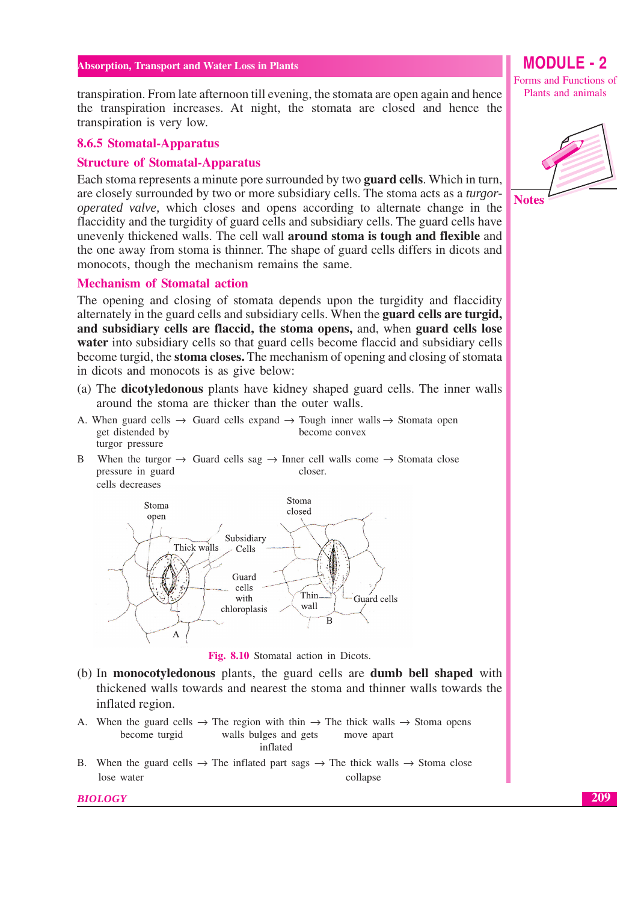transpiration. From late afternoon till evening, the stomata are open again and hence the transpiration increases. At night, the stomata are closed and hence the transpiration is very low.

### 8.6.5 Stomatal-Apparatus

#### Structure of Stomatal-Apparatus

Each stoma represents a minute pore surrounded by two **guard cells**. Which in turn, are closely surrounded by two or more subsidiary cells. The stoma acts as a *turgor-operated valve,* which closes and opens according to alternate change in the flaccidity and the turgidity of guard cells and subsidiary cells. The guard cells have unevenly thickened walls. The cell wall **around stoma is tough and flexible** and the one away from stoma is thinner. The shape of guard cells differs in dicots and monocots, though the mechanism remains the same.

#### Mechanism of Stomatal action

The opening and closing of stomata depends upon the turgidity and flaccidity alternately in the guard cells and subsidiary cells. When the **guard cells are turgid, and subsidiary cells are flaccid, the stoma opens,** and, when **guard cells lose water** into subsidiary cells so that guard cells become flaccid and subsidiary cells become turgid, the **stoma closes.** The mechanism of opening and closing of stomata in dicots and monocots is as give below:

(a) The **dicotyledonous** plants have kidney shaped guard cells. The inner walls around the stoma are thicker than the outer walls.

A. When guard cells get distended by turgor pressure → Guard cells expand → Tough inner walls become convex → Stomata open

B When the turgor pressure in guard cells decreases → Guard cells sag → Inner cell walls come closer. → Stomata close

Stoma open, Thick walls, Subsidiary Cells, Guard cells with chloroplasis, A; Stoma closed, Thin wall, Guard cells, B

**Fig. 8.10** Stomatal action in Dicots.

(b) In **monocotyledonous** plants, the guard cells are **dumb bell shaped** with thickened walls towards and nearest the stoma and thinner walls towards the inflated region.

A. When the guard cells become turgid → The region with thin walls bulges and gets inflated → The thick walls move apart → Stoma opens

B. When the guard cells lose water → The inflated part sags → The thick walls collapse → Stoma close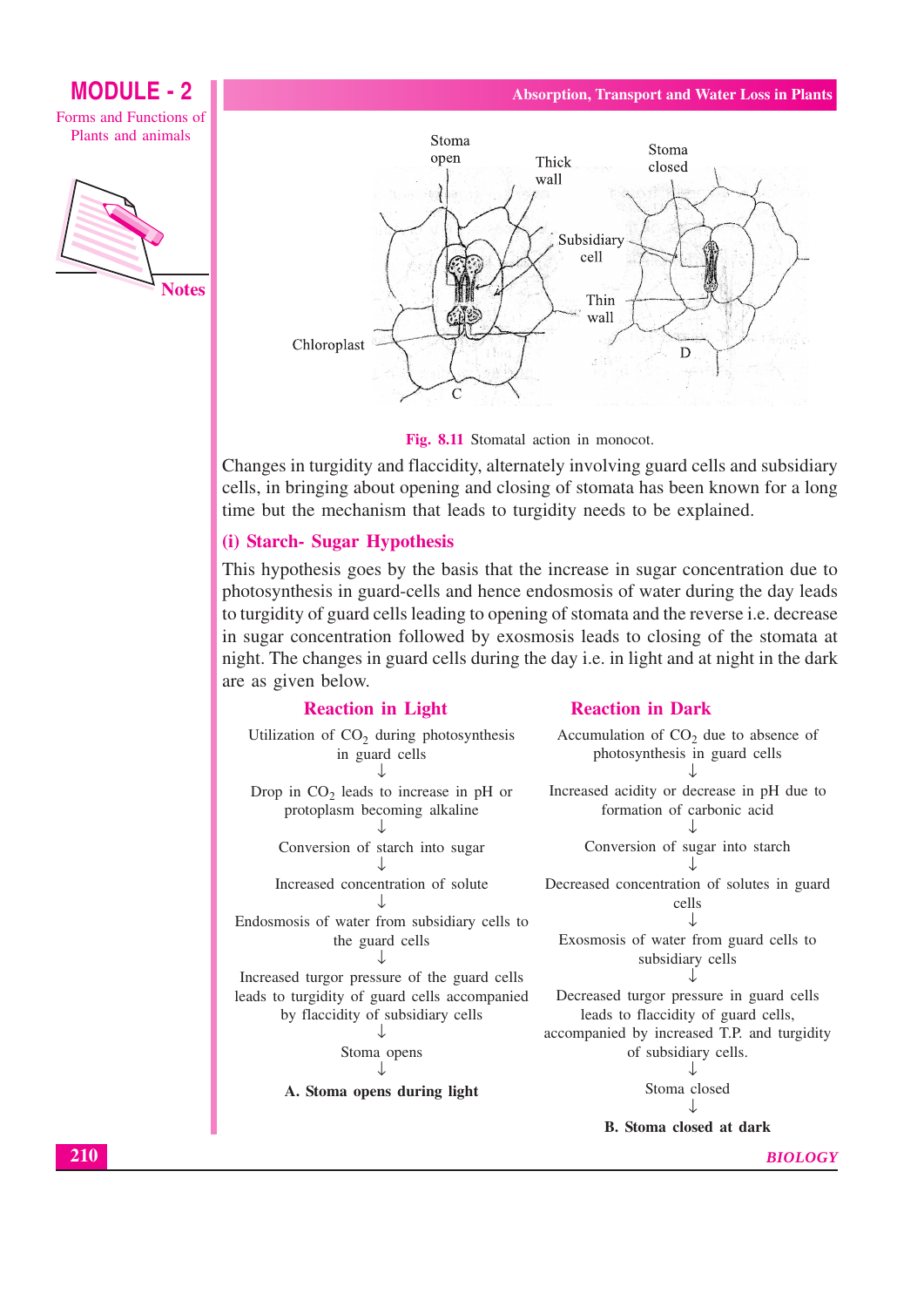Fig. 8.11 Stomatal action in monocot.

Changes in turgidity and flaccidity, alternately involving guard cells and subsidiary cells, in bringing about opening and closing of stomata has been known for a long time but the mechanism that leads to turgidity needs to be explained.

### (i) Starch- Sugar Hypothesis

This hypothesis goes by the basis that the increase in sugar concentration due to photosynthesis in guard-cells and hence endosmosis of water during the day leads to turgidity of guard cells leading to opening of stomata and the reverse i.e. decrease in sugar concentration followed by exosmosis leads to closing of the stomata at night. The changes in guard cells during the day i.e. in light and at night in the dark are as given below.

#### Reaction in Light

Utilization of $CO_2$ during photosynthesis in guard cells

↓

Drop in $CO_2$ leads to increase in pH or protoplasm becoming alkaline

↓

Conversion of starch into sugar

↓

Increased concentration of solute

↓

Endosmosis of water from subsidiary cells to the guard cells

↓

Increased turgor pressure of the guard cells leads to turgidity of guard cells accompanied by flaccidity of subsidiary cells

↓

Stoma opens

↓

**A. Stoma opens during light**

#### Reaction in Dark

Accumulation of $CO_2$ due to absence of photosynthesis in guard cells

↓

Increased acidity or decrease in pH due to formation of carbonic acid

↓

Conversion of sugar into starch

↓

Decreased concentration of solutes in guard cells

↓

Exosmosis of water from guard cells to subsidiary cells

↓

Decreased turgor pressure in guard cells leads to flaccidity of guard cells, accompanied by increased T.P. and turgidity of subsidiary cells.

↓

Stoma closed

↓

**B. Stoma closed at dark**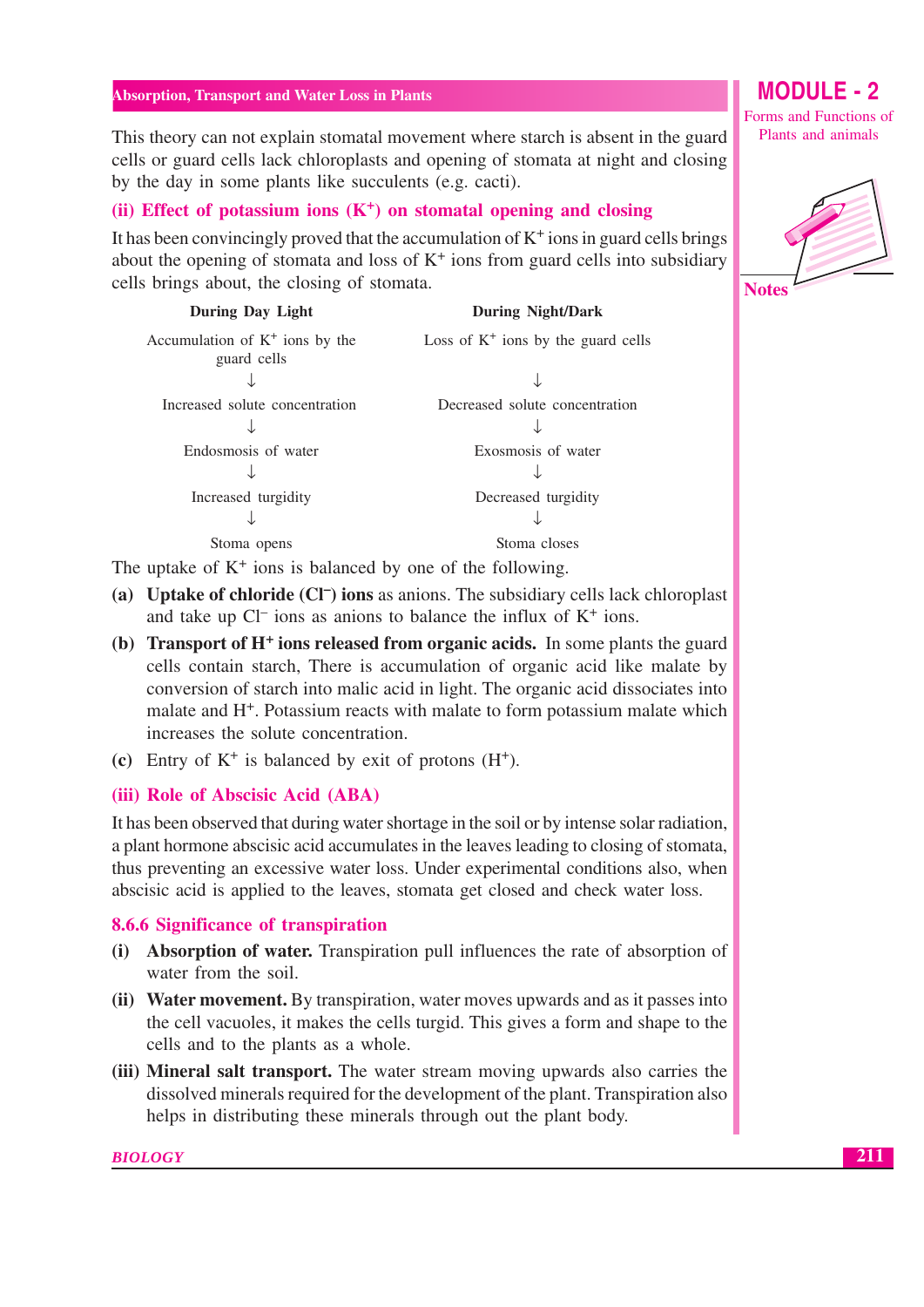This theory can not explain stomatal movement where starch is absent in the guard cells or guard cells lack chloroplasts and opening of stomata at night and closing by the day in some plants like succulents (e.g. cacti).

### (ii) Effect of potassium ions ($K^+$) on stomatal opening and closing

It has been convincingly proved that the accumulation of $K^+$ ions in guard cells brings about the opening of stomata and loss of $K^+$ ions from guard cells into subsidiary cells brings about, the closing of stomata.

| During Day Light | During Night/Dark |
|---|---|
| Accumulation of $K^+$ ions by the guard cells | Loss of $K^+$ ions by the guard cells |
| ↓ | ↓ |
| Increased solute concentration | Decreased solute concentration |
| ↓ | ↓ |
| Endosmosis of water | Exosmosis of water |
| ↓ | ↓ |
| Increased turgidity | Decreased turgidity |
| ↓ | ↓ |
| Stoma opens | Stoma closes |

The uptake of $K^+$ ions is balanced by one of the following.

**(a) Uptake of chloride ($Cl^-$) ions** as anions. The subsidiary cells lack chloroplast and take up $Cl^-$ ions as anions to balance the influx of $K^+$ ions.

**(b) Transport of $H^+$ ions released from organic acids.** In some plants the guard cells contain starch, There is accumulation of organic acid like malate by conversion of starch into malic acid in light. The organic acid dissociates into malate and $H^+$. Potassium reacts with malate to form potassium malate which increases the solute concentration.

(c) Entry of $K^+$ is balanced by exit of protons ($H^+$).

### (iii) Role of Abscisic Acid (ABA)

It has been observed that during water shortage in the soil or by intense solar radiation, a plant hormone abscisic acid accumulates in the leaves leading to closing of stomata, thus preventing an excessive water loss. Under experimental conditions also, when abscisic acid is applied to the leaves, stomata get closed and check water loss.

## 8.6.6 Significance of transpiration

**(i) Absorption of water.** Transpiration pull influences the rate of absorption of water from the soil.

**(ii) Water movement.** By transpiration, water moves upwards and as it passes into the cell vacuoles, it makes the cells turgid. This gives a form and shape to the cells and to the plants as a whole.

**(iii) Mineral salt transport.** The water stream moving upwards also carries the dissolved minerals required for the development of the plant. Transpiration also helps in distributing these minerals through out the plant body.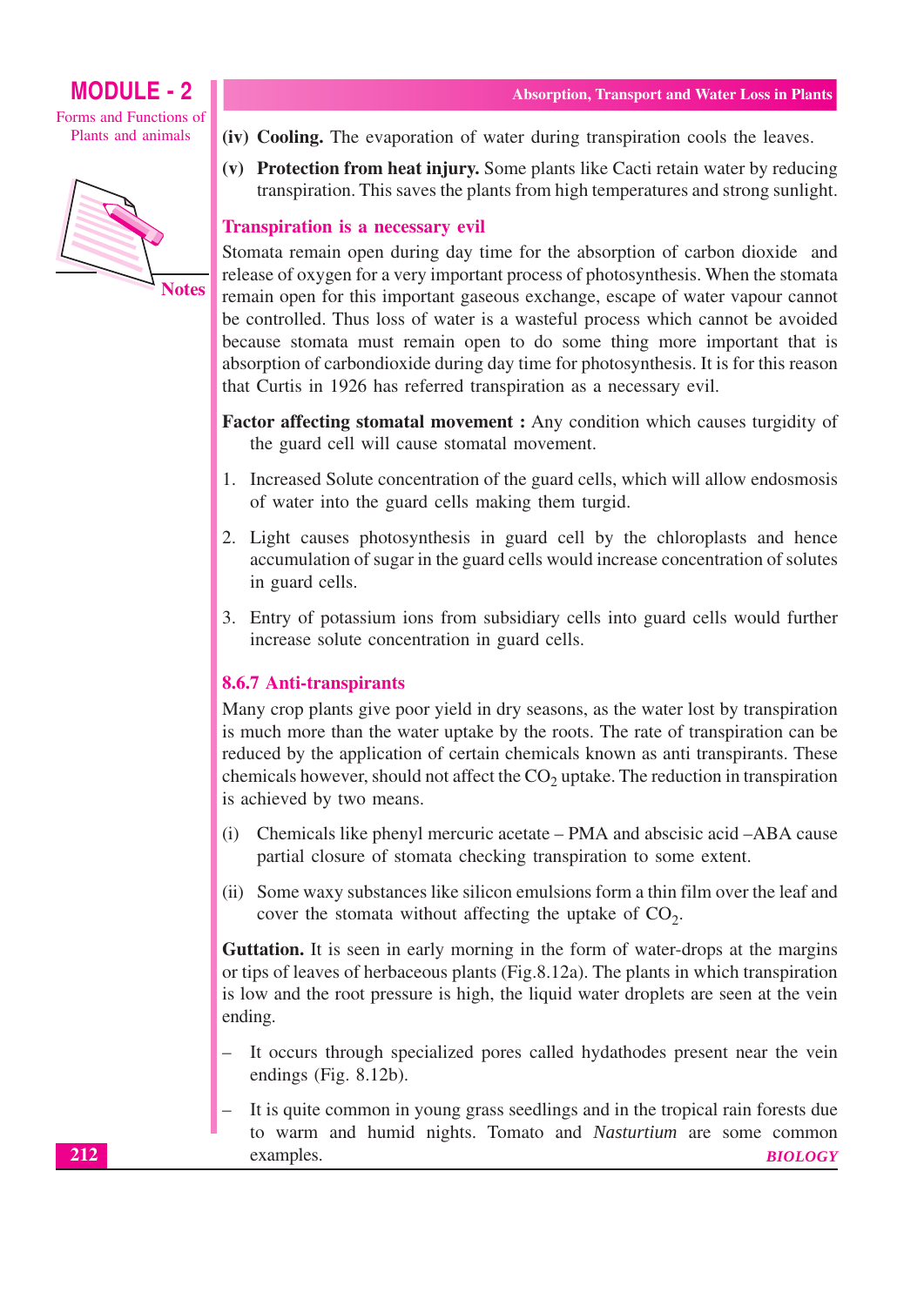**(iv) Cooling.** The evaporation of water during transpiration cools the leaves.

**(v) Protection from heat injury.** Some plants like Cacti retain water by reducing transpiration. This saves the plants from high temperatures and strong sunlight.

### Transpiration is a necessary evil

Stomata remain open during day time for the absorption of carbon dioxide and release of oxygen for a very important process of photosynthesis. When the stomata remain open for this important gaseous exchange, escape of water vapour cannot be controlled. Thus loss of water is a wasteful process which cannot be avoided because stomata must remain open to do some thing more important that is absorption of carbondioxide during day time for photosynthesis. It is for this reason that Curtis in 1926 has referred transpiration as a necessary evil.

**Factor affecting stomatal movement :** Any condition which causes turgidity of the guard cell will cause stomatal movement.

1. Increased Solute concentration of the guard cells, which will allow endosmosis of water into the guard cells making them turgid.
2. Light causes photosynthesis in guard cell by the chloroplasts and hence accumulation of sugar in the guard cells would increase concentration of solutes in guard cells.
3. Entry of potassium ions from subsidiary cells into guard cells would further increase solute concentration in guard cells.

### 8.6.7 Anti-transpirants

Many crop plants give poor yield in dry seasons, as the water lost by transpiration is much more than the water uptake by the roots. The rate of transpiration can be reduced by the application of certain chemicals known as anti transpirants. These chemicals however, should not affect the $CO_2$ uptake. The reduction in transpiration is achieved by two means.

(i) Chemicals like phenyl mercuric acetate – PMA and abscisic acid –ABA cause partial closure of stomata checking transpiration to some extent.

(ii) Some waxy substances like silicon emulsions form a thin film over the leaf and cover the stomata without affecting the uptake of $CO_2$.

**Guttation.** It is seen in early morning in the form of water-drops at the margins or tips of leaves of herbaceous plants (Fig.8.12a). The plants in which transpiration is low and the root pressure is high, the liquid water droplets are seen at the vein ending.

– It occurs through specialized pores called hydathodes present near the vein endings (Fig. 8.12b).

– It is quite common in young grass seedlings and in the tropical rain forests due to warm and humid nights. Tomato and *Nasturtium* are some common examples.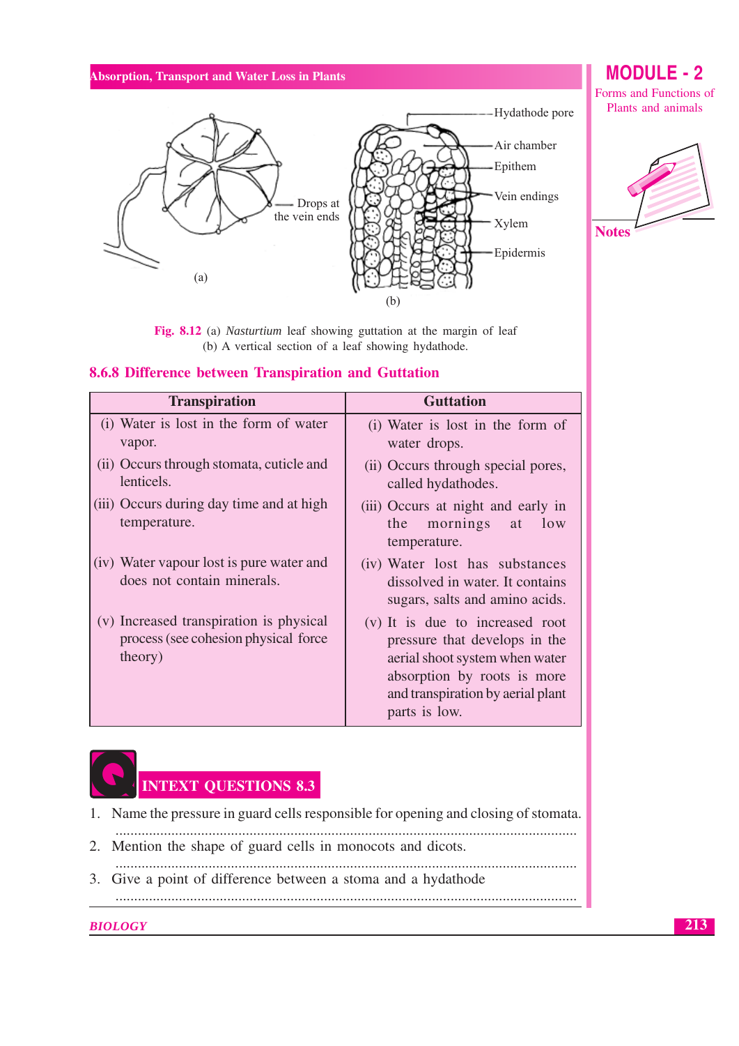Drops at the vein ends

(a)

Hydathode pore

Air chamber

Epithem

Vein endings

Xylem

Epidermis

(b)

**Fig. 8.12** (a) *Nasturtium* leaf showing guttation at the margin of leaf (b) A vertical section of a leaf showing hydathode.

### 8.6.8 Difference between Transpiration and Guttation

| Transpiration | Guttation |
|---|---|
| (i) Water is lost in the form of water vapor. | (i) Water is lost in the form of water drops. |
| (ii) Occurs through stomata, cuticle and lenticels. | (ii) Occurs through special pores, called hydathodes. |
| (iii) Occurs during day time and at high temperature. | (iii) Occurs at night and early in the mornings at low temperature. |
| (iv) Water vapour lost is pure water and does not contain minerals. | (iv) Water lost has substances dissolved in water. It contains sugars, salts and amino acids. |
| (v) Increased transpiration is physical process (see cohesion physical force theory) | (v) It is due to increased root pressure that develops in the aerial shoot system when water absorption by roots is more and transpiration by aerial plant parts is low. |

## INTEXT QUESTIONS 8.3

1. Name the pressure in guard cells responsible for opening and closing of stomata.
   ..........................................................................................................................
2. Mention the shape of guard cells in monocots and dicots.
   ..........................................................................................................................
3. Give a point of difference between a stoma and a hydathode
   ..........................................................................................................................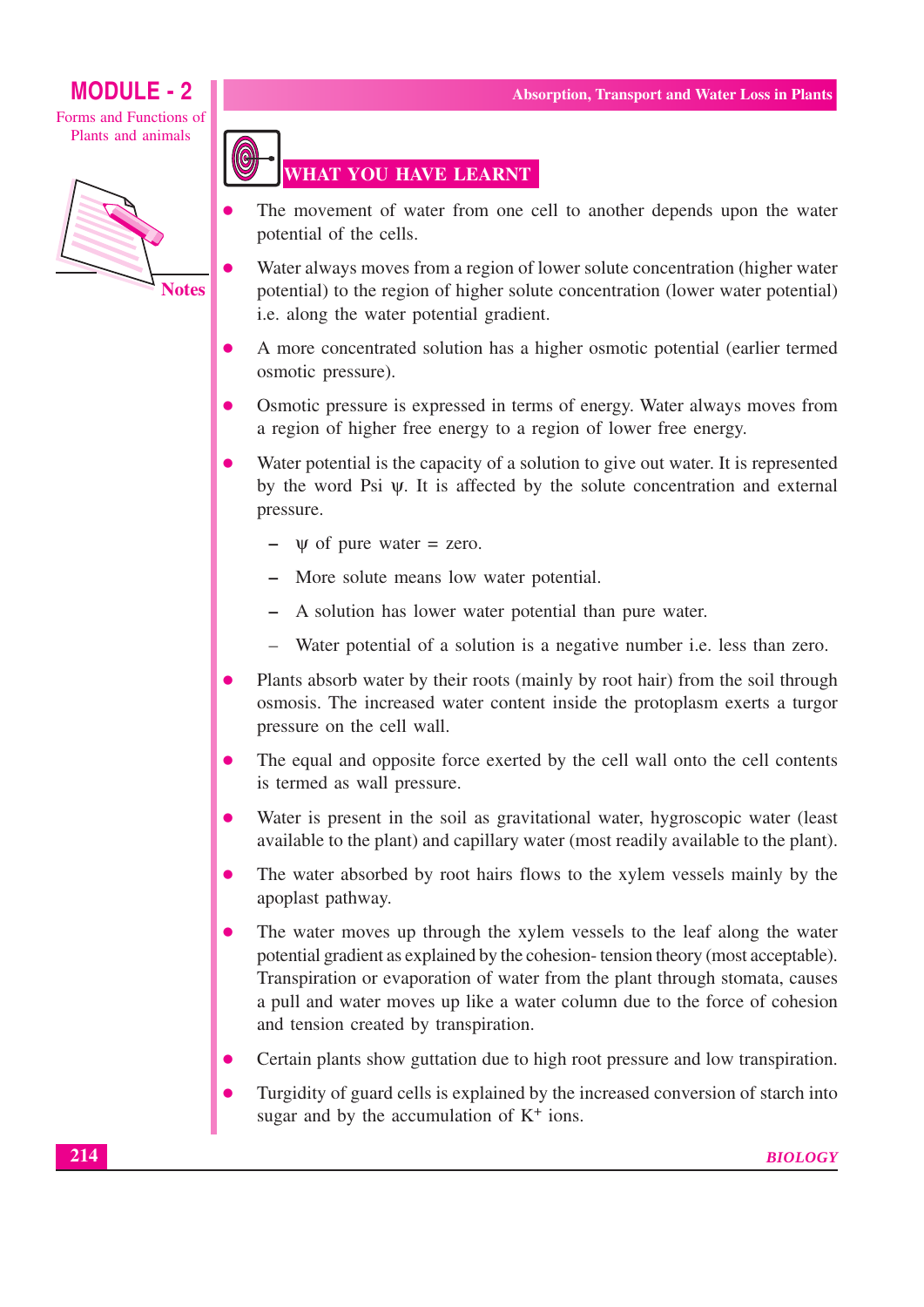## WHAT YOU HAVE LEARNT

- The movement of water from one cell to another depends upon the water potential of the cells.
- Water always moves from a region of lower solute concentration (higher water potential) to the region of higher solute concentration (lower water potential) i.e. along the water potential gradient.
- A more concentrated solution has a higher osmotic potential (earlier termed osmotic pressure).
- Osmotic pressure is expressed in terms of energy. Water always moves from a region of higher free energy to a region of lower free energy.
- Water potential is the capacity of a solution to give out water. It is represented by the word Psi $\psi$. It is affected by the solute concentration and external pressure.
  - $\psi$ of pure water = zero.
  - More solute means low water potential.
  - A solution has lower water potential than pure water.
  - Water potential of a solution is a negative number i.e. less than zero.
- Plants absorb water by their roots (mainly by root hair) from the soil through osmosis. The increased water content inside the protoplasm exerts a turgor pressure on the cell wall.
- The equal and opposite force exerted by the cell wall onto the cell contents is termed as wall pressure.
- Water is present in the soil as gravitational water, hygroscopic water (least available to the plant) and capillary water (most readily available to the plant).
- The water absorbed by root hairs flows to the xylem vessels mainly by the apoplast pathway.
- The water moves up through the xylem vessels to the leaf along the water potential gradient as explained by the cohesion- tension theory (most acceptable). Transpiration or evaporation of water from the plant through stomata, causes a pull and water moves up like a water column due to the force of cohesion and tension created by transpiration.
- Certain plants show guttation due to high root pressure and low transpiration.
- Turgidity of guard cells is explained by the increased conversion of starch into sugar and by the accumulation of $K^+$ ions.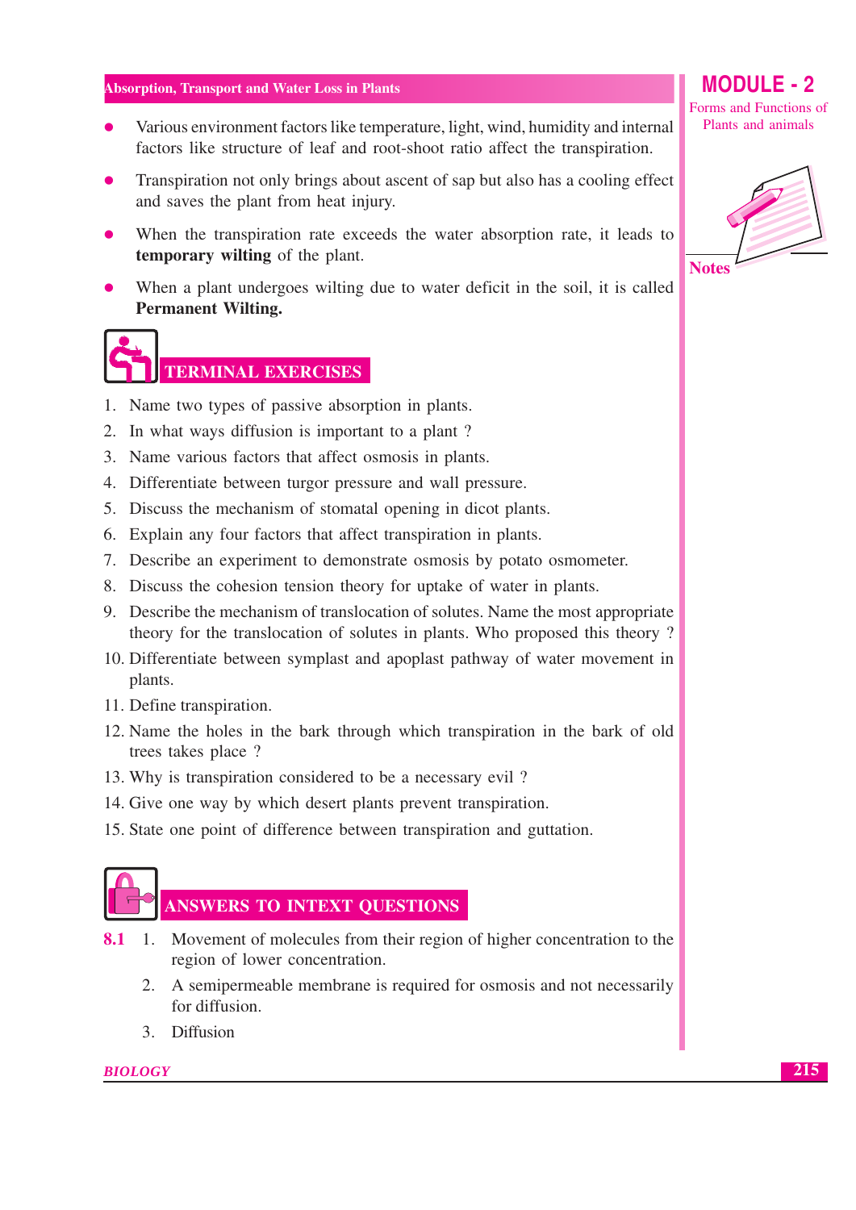- Various environment factors like temperature, light, wind, humidity and internal factors like structure of leaf and root-shoot ratio affect the transpiration.
- Transpiration not only brings about ascent of sap but also has a cooling effect and saves the plant from heat injury.
- When the transpiration rate exceeds the water absorption rate, it leads to **temporary wilting** of the plant.
- When a plant undergoes wilting due to water deficit in the soil, it is called **Permanent Wilting.**

## TERMINAL EXERCISES

1. Name two types of passive absorption in plants.
2. In what ways diffusion is important to a plant ?
3. Name various factors that affect osmosis in plants.
4. Differentiate between turgor pressure and wall pressure.
5. Discuss the mechanism of stomatal opening in dicot plants.
6. Explain any four factors that affect transpiration in plants.
7. Describe an experiment to demonstrate osmosis by potato osmometer.
8. Discuss the cohesion tension theory for uptake of water in plants.
9. Describe the mechanism of translocation of solutes. Name the most appropriate theory for the translocation of solutes in plants. Who proposed this theory ?
10. Differentiate between symplast and apoplast pathway of water movement in plants.
11. Define transpiration.
12. Name the holes in the bark through which transpiration in the bark of old trees takes place ?
13. Why is transpiration considered to be a necessary evil ?
14. Give one way by which desert plants prevent transpiration.
15. State one point of difference between transpiration and guttation.

## ANSWERS TO INTEXT QUESTIONS

**8.1**
1. Movement of molecules from their region of higher concentration to the region of lower concentration.
2. A semipermeable membrane is required for osmosis and not necessarily for diffusion.
3. Diffusion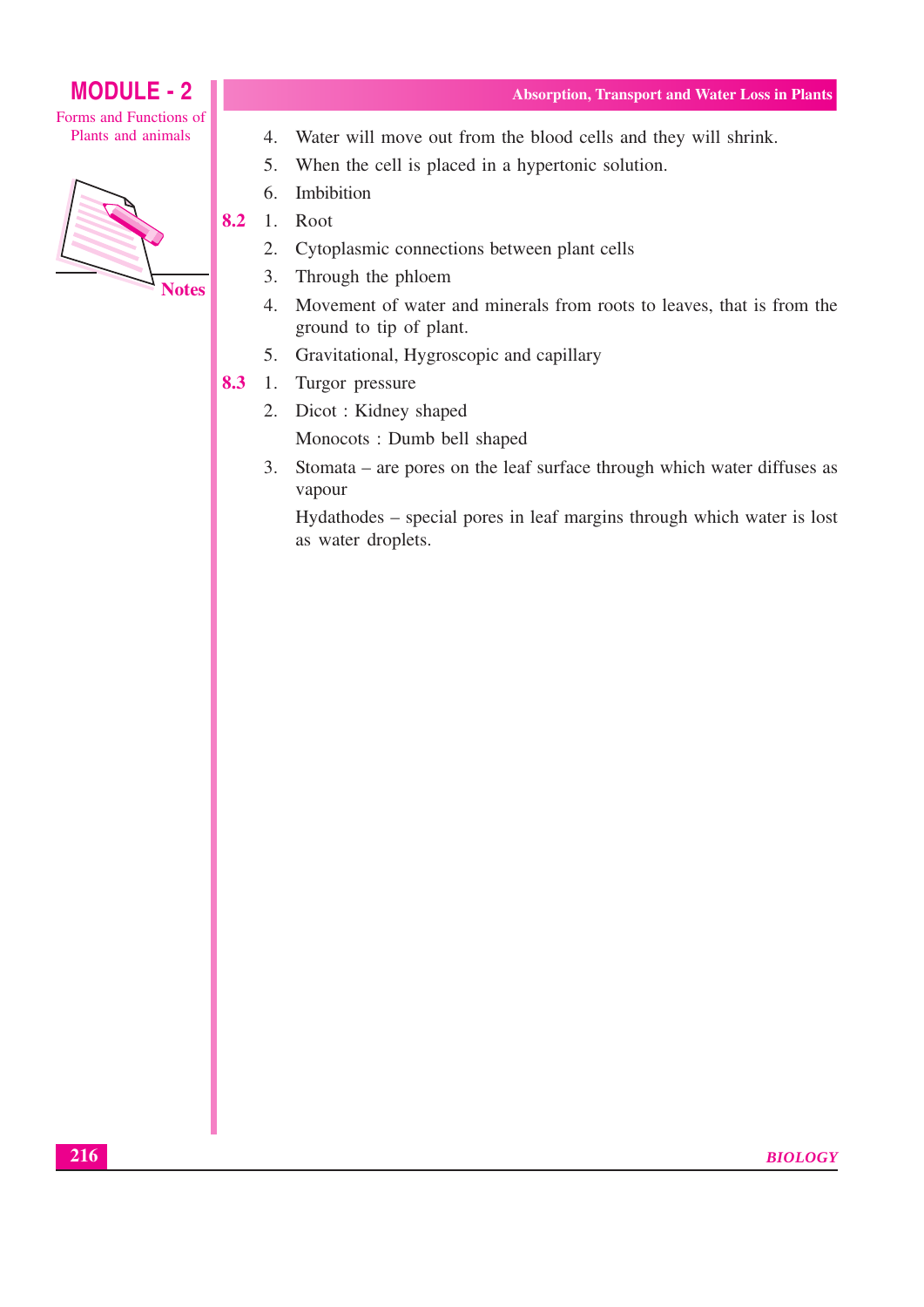4. Water will move out from the blood cells and they will shrink.
5. When the cell is placed in a hypertonic solution.
6. Imbibition

**8.2**

1. Root
2. Cytoplasmic connections between plant cells
3. Through the phloem
4. Movement of water and minerals from roots to leaves, that is from the ground to tip of plant.
5. Gravitational, Hygroscopic and capillary

**8.3**

1. Turgor pressure
2. Dicot : Kidney shaped

   Monocots : Dumb bell shaped
3. Stomata – are pores on the leaf surface through which water diffuses as vapour

   Hydathodes – special pores in leaf margins through which water is lost as water droplets.